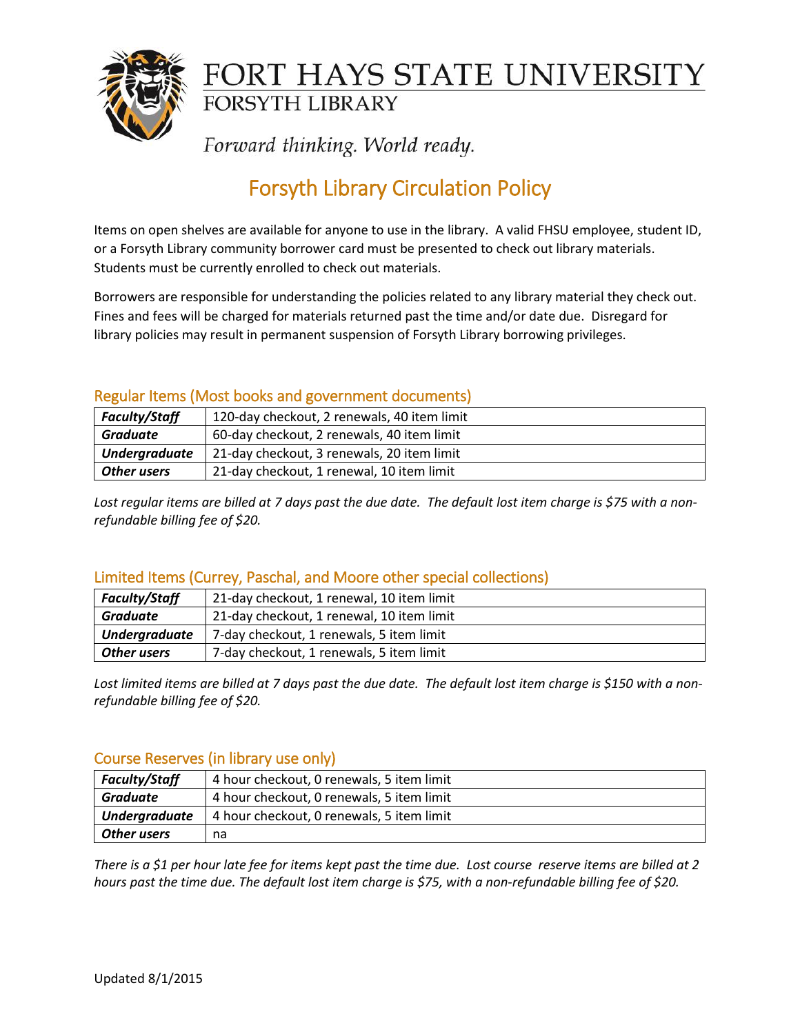# FORT HAYS STATE UNIVERSITY

## FORSYTH LIBRARY

*Forward thinking. World ready.*

# Forsyth Library Circulation Policy

Items on open shelves are available for anyone to use in the library. A valid FHSU employee, student ID, or a Forsyth Library community borrower card must be presented to check out library materials. Students must be currently enrolled to check out materials.

Borrowers are responsible for understanding the policies related to any library material they check out. Fines and fees will be charged for materials returned past the time and/or date due. Disregard for library policies may result in permanent suspension of Forsyth Library borrowing privileges.

## Regular Items (Most books and government documents)

| | |
|---|---|
| ***Faculty/Staff*** | 120-day checkout, 2 renewals, 40 item limit |
| ***Graduate*** | 60-day checkout, 2 renewals, 40 item limit |
| ***Undergraduate*** | 21-day checkout, 3 renewals, 20 item limit |
| ***Other users*** | 21-day checkout, 1 renewal, 10 item limit |

*Lost regular items are billed at 7 days past the due date. The default lost item charge is $75 with a non-refundable billing fee of $20.*

## Limited Items (Currey, Paschal, and Moore other special collections)

| | |
|---|---|
| ***Faculty/Staff*** | 21-day checkout, 1 renewal, 10 item limit |
| ***Graduate*** | 21-day checkout, 1 renewal, 10 item limit |
| ***Undergraduate*** | 7-day checkout, 1 renewals, 5 item limit |
| ***Other users*** | 7-day checkout, 1 renewals, 5 item limit |

*Lost limited items are billed at 7 days past the due date. The default lost item charge is $150 with a non-refundable billing fee of $20.*

## Course Reserves (in library use only)

| | |
|---|---|
| ***Faculty/Staff*** | 4 hour checkout, 0 renewals, 5 item limit |
| ***Graduate*** | 4 hour checkout, 0 renewals, 5 item limit |
| ***Undergraduate*** | 4 hour checkout, 0 renewals, 5 item limit |
| ***Other users*** | na |

*There is a $1 per hour late fee for items kept past the time due. Lost course reserve items are billed at 2 hours past the time due. The default lost item charge is $75, with a non-refundable billing fee of $20.*

Updated 8/1/2015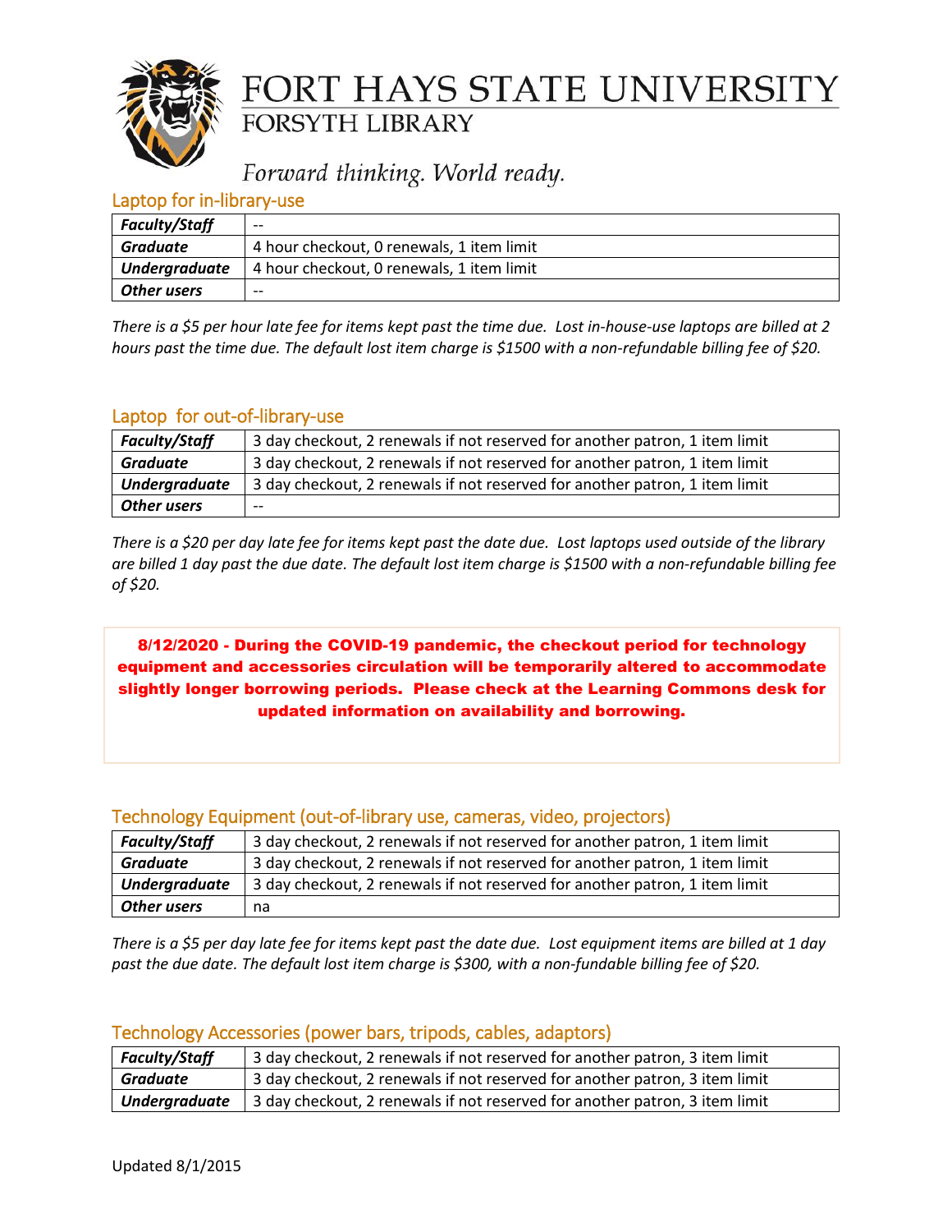# FORT HAYS STATE UNIVERSITY
## FORSYTH LIBRARY

*Forward thinking. World ready.*

### Laptop for in-library-use

| | |
|---|---|
| ***Faculty/Staff*** | -- |
| ***Graduate*** | 4 hour checkout, 0 renewals, 1 item limit |
| ***Undergraduate*** | 4 hour checkout, 0 renewals, 1 item limit |
| ***Other users*** | -- |

*There is a $5 per hour late fee for items kept past the time due. Lost in-house-use laptops are billed at 2 hours past the time due. The default lost item charge is $1500 with a non-refundable billing fee of $20.*

### Laptop for out-of-library-use

| | |
|---|---|
| ***Faculty/Staff*** | 3 day checkout, 2 renewals if not reserved for another patron, 1 item limit |
| ***Graduate*** | 3 day checkout, 2 renewals if not reserved for another patron, 1 item limit |
| ***Undergraduate*** | 3 day checkout, 2 renewals if not reserved for another patron, 1 item limit |
| ***Other users*** | -- |

*There is a $20 per day late fee for items kept past the date due. Lost laptops used outside of the library are billed 1 day past the due date. The default lost item charge is $1500 with a non-refundable billing fee of $20.*

**8/12/2020 - During the COVID-19 pandemic, the checkout period for technology equipment and accessories circulation will be temporarily altered to accommodate slightly longer borrowing periods. Please check at the Learning Commons desk for updated information on availability and borrowing.**

### Technology Equipment (out-of-library use, cameras, video, projectors)

| | |
|---|---|
| ***Faculty/Staff*** | 3 day checkout, 2 renewals if not reserved for another patron, 1 item limit |
| ***Graduate*** | 3 day checkout, 2 renewals if not reserved for another patron, 1 item limit |
| ***Undergraduate*** | 3 day checkout, 2 renewals if not reserved for another patron, 1 item limit |
| ***Other users*** | na |

*There is a $5 per day late fee for items kept past the date due. Lost equipment items are billed at 1 day past the due date. The default lost item charge is $300, with a non-fundable billing fee of $20.*

### Technology Accessories (power bars, tripods, cables, adaptors)

| | |
|---|---|
| ***Faculty/Staff*** | 3 day checkout, 2 renewals if not reserved for another patron, 3 item limit |
| ***Graduate*** | 3 day checkout, 2 renewals if not reserved for another patron, 3 item limit |
| ***Undergraduate*** | 3 day checkout, 2 renewals if not reserved for another patron, 3 item limit |

Updated 8/1/2015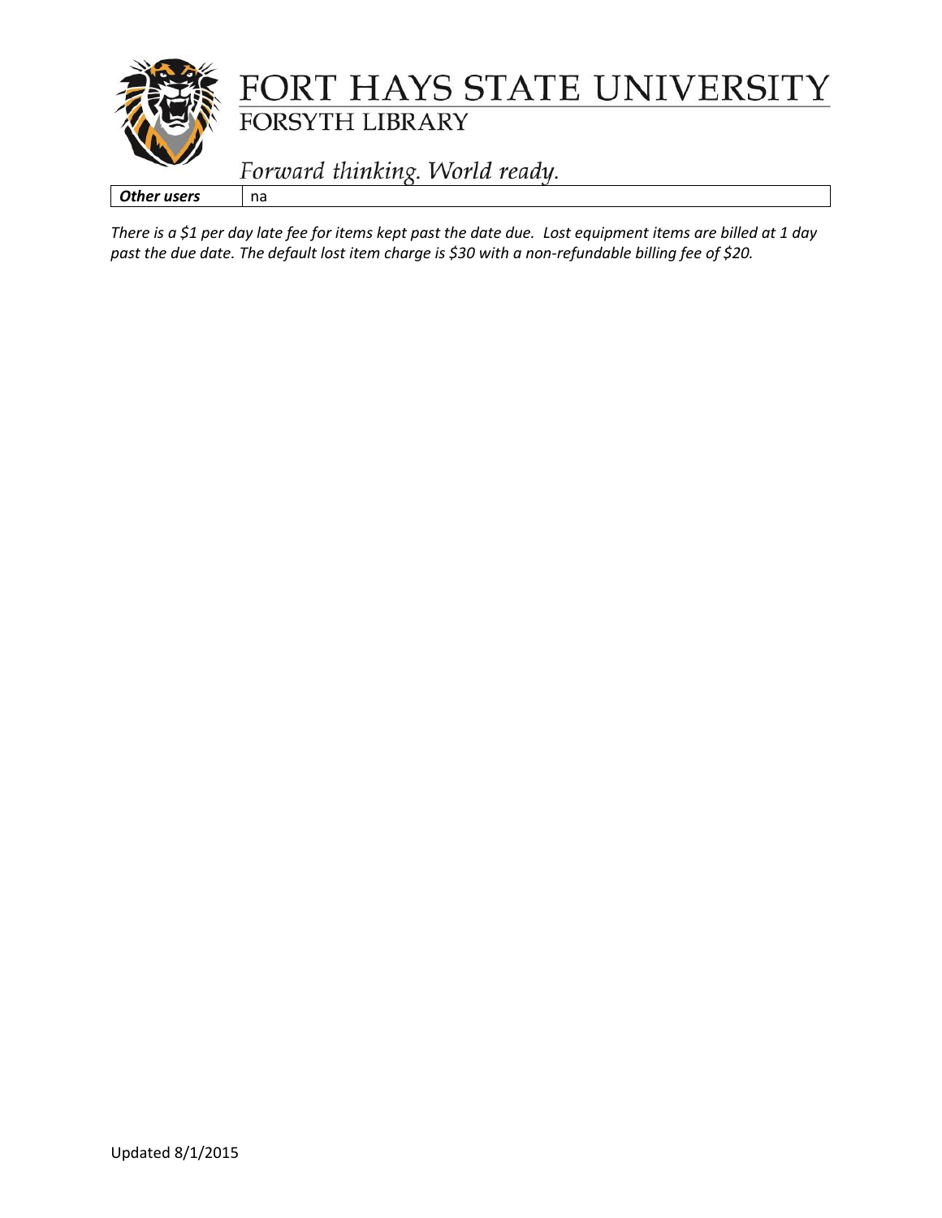| | |
|---|---|
| ***Other users*** | na |

*There is a $1 per day late fee for items kept past the date due. Lost equipment items are billed at 1 day past the due date. The default lost item charge is $30 with a non-refundable billing fee of $20.*

Updated 8/1/2015